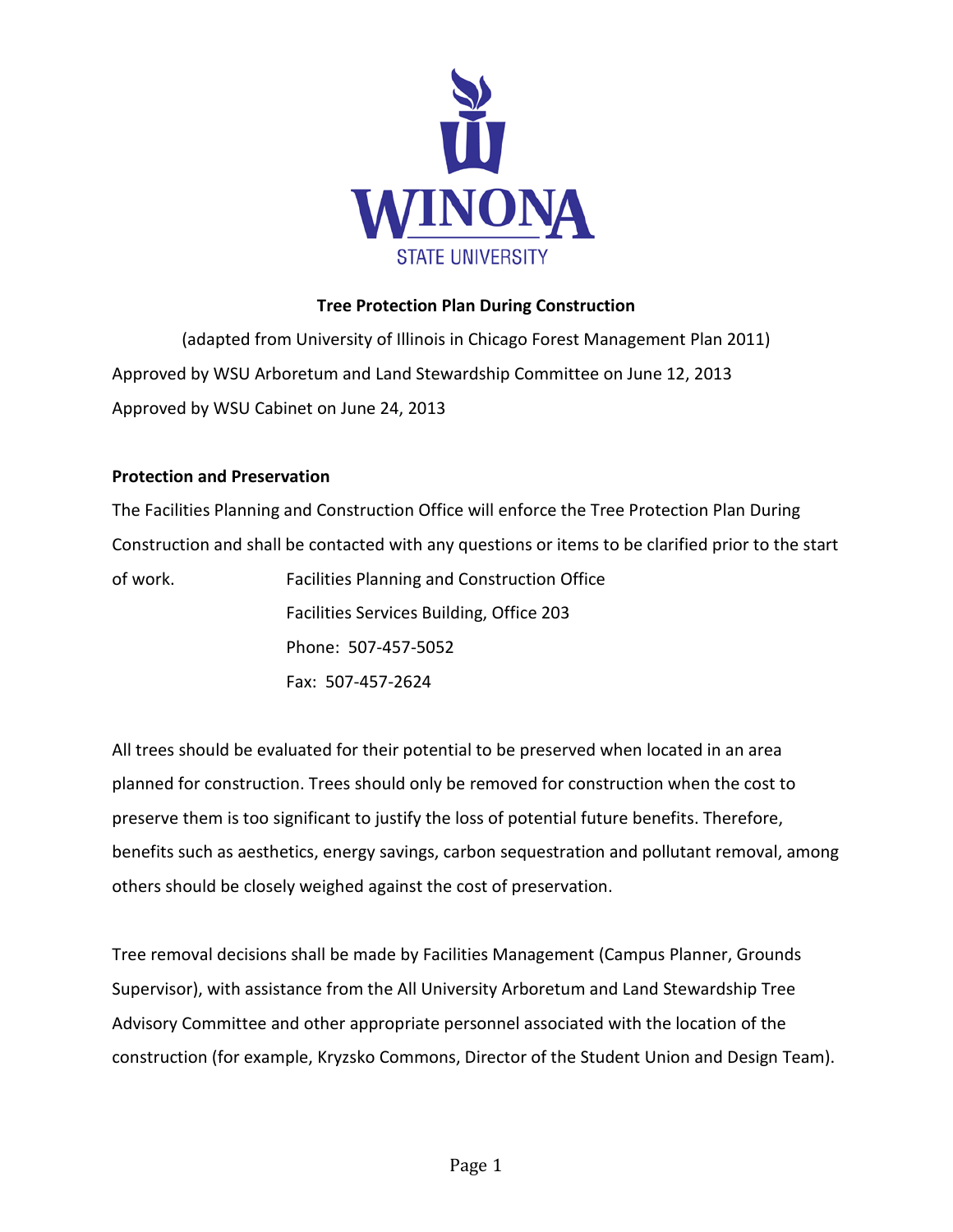**Tree Protection Plan During Construction**

(adapted from University of Illinois in Chicago Forest Management Plan 2011)

Approved by WSU Arboretum and Land Stewardship Committee on June 12, 2013

Approved by WSU Cabinet on June 24, 2013

**Protection and Preservation**

The Facilities Planning and Construction Office will enforce the Tree Protection Plan During Construction and shall be contacted with any questions or items to be clarified prior to the start of work.

Facilities Planning and Construction Office
Facilities Services Building, Office 203
Phone: 507-457-5052
Fax: 507-457-2624

All trees should be evaluated for their potential to be preserved when located in an area planned for construction. Trees should only be removed for construction when the cost to preserve them is too significant to justify the loss of potential future benefits. Therefore, benefits such as aesthetics, energy savings, carbon sequestration and pollutant removal, among others should be closely weighed against the cost of preservation.

Tree removal decisions shall be made by Facilities Management (Campus Planner, Grounds Supervisor), with assistance from the All University Arboretum and Land Stewardship Tree Advisory Committee and other appropriate personnel associated with the location of the construction (for example, Kryzsko Commons, Director of the Student Union and Design Team).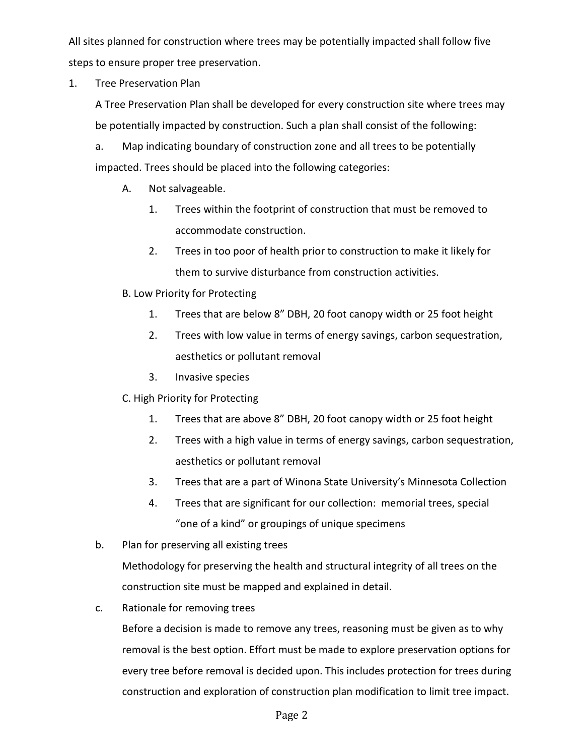All sites planned for construction where trees may be potentially impacted shall follow five steps to ensure proper tree preservation.

1. Tree Preservation Plan

   A Tree Preservation Plan shall be developed for every construction site where trees may be potentially impacted by construction. Such a plan shall consist of the following:

   a. Map indicating boundary of construction zone and all trees to be potentially impacted. Trees should be placed into the following categories:

      A. Not salvageable.

         1. Trees within the footprint of construction that must be removed to accommodate construction.
         2. Trees in too poor of health prior to construction to make it likely for them to survive disturbance from construction activities.

      B. Low Priority for Protecting

         1. Trees that are below 8" DBH, 20 foot canopy width or 25 foot height
         2. Trees with low value in terms of energy savings, carbon sequestration, aesthetics or pollutant removal
         3. Invasive species

      C. High Priority for Protecting

         1. Trees that are above 8" DBH, 20 foot canopy width or 25 foot height
         2. Trees with a high value in terms of energy savings, carbon sequestration, aesthetics or pollutant removal
         3. Trees that are a part of Winona State University's Minnesota Collection
         4. Trees that are significant for our collection: memorial trees, special "one of a kind" or groupings of unique specimens

   b. Plan for preserving all existing trees

      Methodology for preserving the health and structural integrity of all trees on the construction site must be mapped and explained in detail.

   c. Rationale for removing trees

      Before a decision is made to remove any trees, reasoning must be given as to why removal is the best option. Effort must be made to explore preservation options for every tree before removal is decided upon. This includes protection for trees during construction and exploration of construction plan modification to limit tree impact.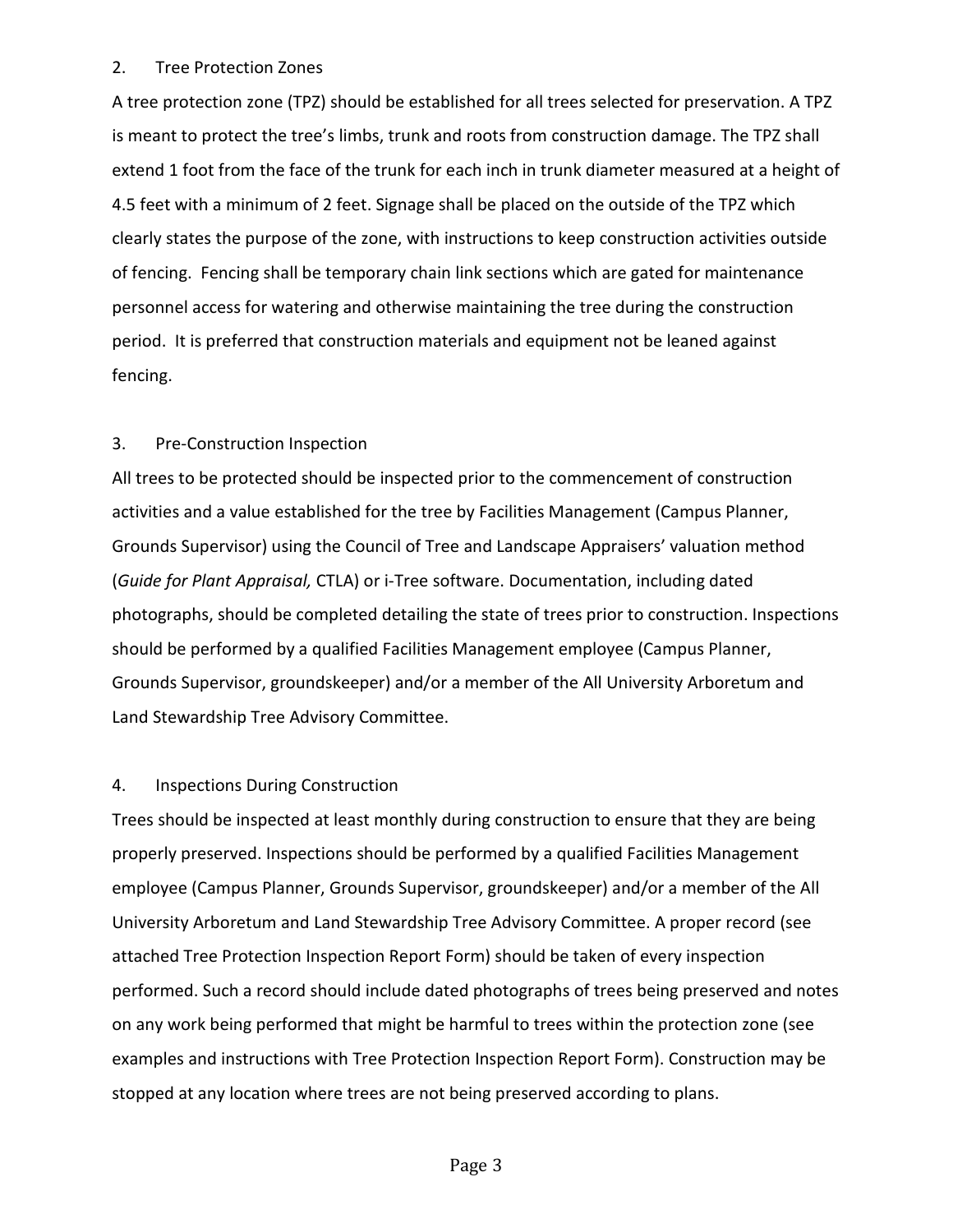## 2. Tree Protection Zones

A tree protection zone (TPZ) should be established for all trees selected for preservation. A TPZ is meant to protect the tree's limbs, trunk and roots from construction damage. The TPZ shall extend 1 foot from the face of the trunk for each inch in trunk diameter measured at a height of 4.5 feet with a minimum of 2 feet. Signage shall be placed on the outside of the TPZ which clearly states the purpose of the zone, with instructions to keep construction activities outside of fencing. Fencing shall be temporary chain link sections which are gated for maintenance personnel access for watering and otherwise maintaining the tree during the construction period. It is preferred that construction materials and equipment not be leaned against fencing.

## 3. Pre-Construction Inspection

All trees to be protected should be inspected prior to the commencement of construction activities and a value established for the tree by Facilities Management (Campus Planner, Grounds Supervisor) using the Council of Tree and Landscape Appraisers' valuation method (*Guide for Plant Appraisal,* CTLA) or i-Tree software. Documentation, including dated photographs, should be completed detailing the state of trees prior to construction. Inspections should be performed by a qualified Facilities Management employee (Campus Planner, Grounds Supervisor, groundskeeper) and/or a member of the All University Arboretum and Land Stewardship Tree Advisory Committee.

## 4. Inspections During Construction

Trees should be inspected at least monthly during construction to ensure that they are being properly preserved. Inspections should be performed by a qualified Facilities Management employee (Campus Planner, Grounds Supervisor, groundskeeper) and/or a member of the All University Arboretum and Land Stewardship Tree Advisory Committee. A proper record (see attached Tree Protection Inspection Report Form) should be taken of every inspection performed. Such a record should include dated photographs of trees being preserved and notes on any work being performed that might be harmful to trees within the protection zone (see examples and instructions with Tree Protection Inspection Report Form). Construction may be stopped at any location where trees are not being preserved according to plans.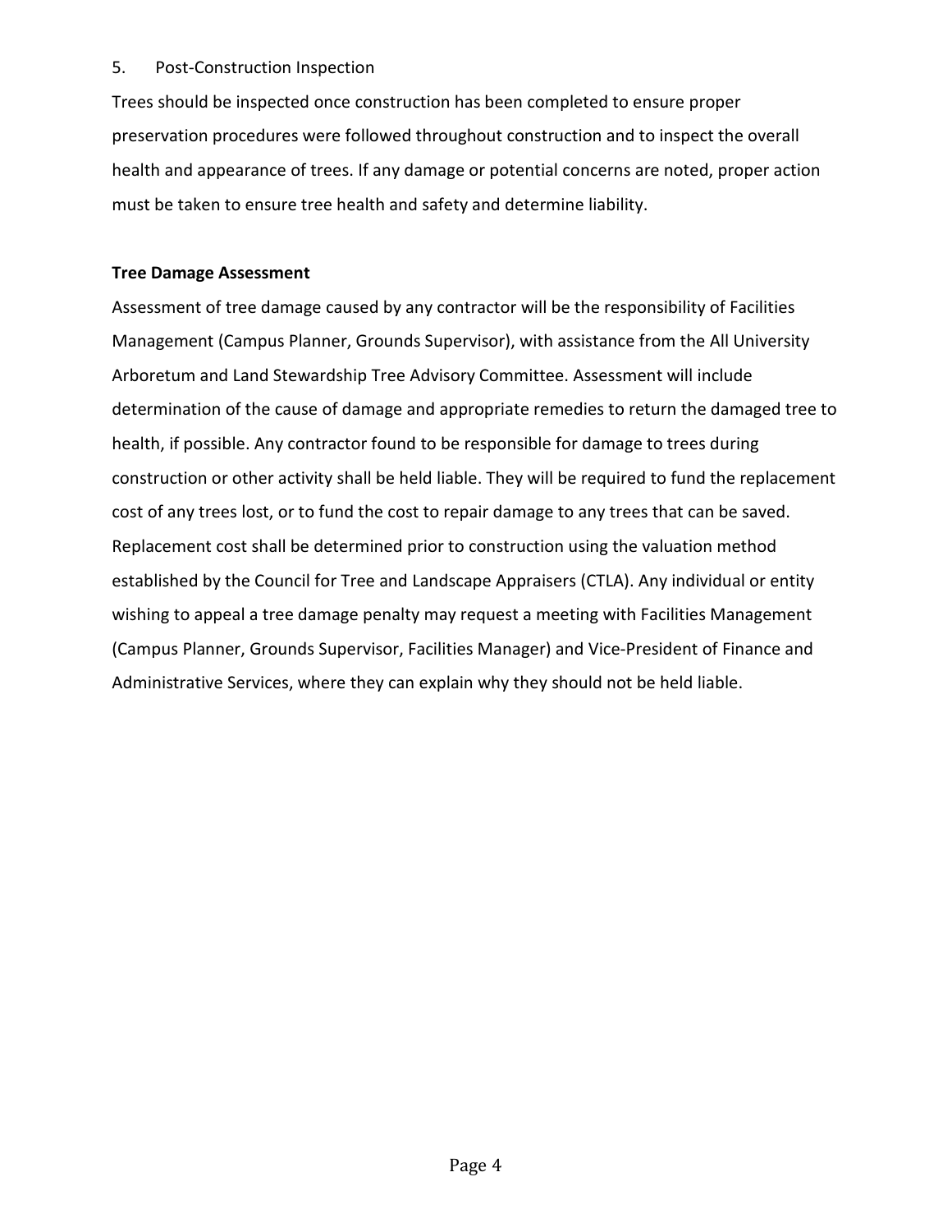5. Post-Construction Inspection

Trees should be inspected once construction has been completed to ensure proper preservation procedures were followed throughout construction and to inspect the overall health and appearance of trees. If any damage or potential concerns are noted, proper action must be taken to ensure tree health and safety and determine liability.

**Tree Damage Assessment**

Assessment of tree damage caused by any contractor will be the responsibility of Facilities Management (Campus Planner, Grounds Supervisor), with assistance from the All University Arboretum and Land Stewardship Tree Advisory Committee. Assessment will include determination of the cause of damage and appropriate remedies to return the damaged tree to health, if possible. Any contractor found to be responsible for damage to trees during construction or other activity shall be held liable. They will be required to fund the replacement cost of any trees lost, or to fund the cost to repair damage to any trees that can be saved. Replacement cost shall be determined prior to construction using the valuation method established by the Council for Tree and Landscape Appraisers (CTLA). Any individual or entity wishing to appeal a tree damage penalty may request a meeting with Facilities Management (Campus Planner, Grounds Supervisor, Facilities Manager) and Vice-President of Finance and Administrative Services, where they can explain why they should not be held liable.